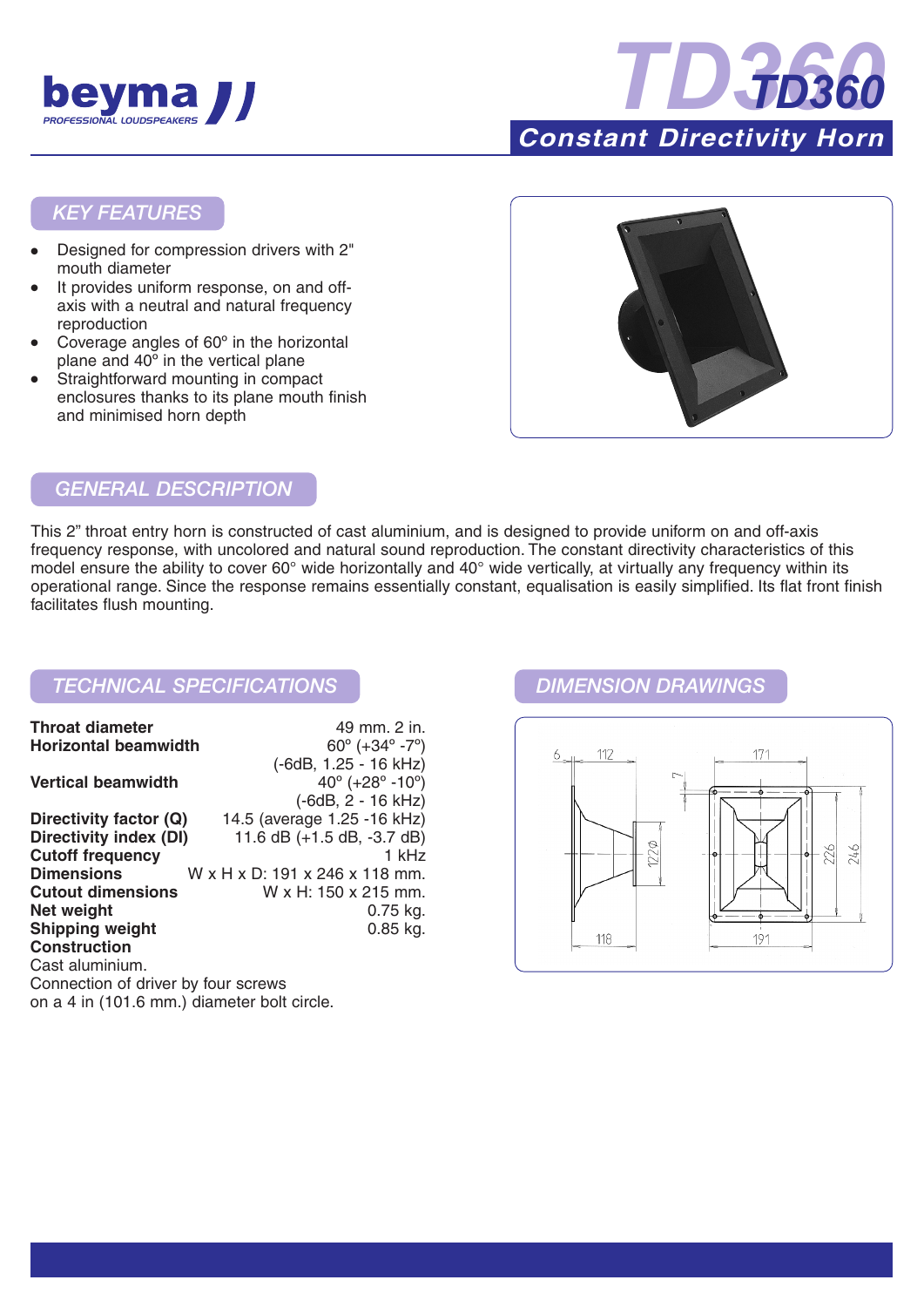beyma
PROFESSIONAL LOUDSPEAKERS

# TD360

## Constant Directivity Horn

## KEY FEATURES

- Designed for compression drivers with 2" mouth diameter
- It provides uniform response, on and off-axis with a neutral and natural frequency reproduction
- Coverage angles of 60º in the horizontal plane and 40º in the vertical plane
- Straightforward mounting in compact enclosures thanks to its plane mouth finish and minimised horn depth

## GENERAL DESCRIPTION

This 2" throat entry horn is constructed of cast aluminium, and is designed to provide uniform on and off-axis frequency response, with uncolored and natural sound reproduction. The constant directivity characteristics of this model ensure the ability to cover 60° wide horizontally and 40° wide vertically, at virtually any frequency within its operational range. Since the response remains essentially constant, equalisation is easily simplified. Its flat front finish facilitates flush mounting.

## TECHNICAL SPECIFICATIONS

| | |
|---|---|
| **Throat diameter** | 49 mm. 2 in. |
| **Horizontal beamwidth** | 60º (+34º -7º) (-6dB, 1.25 - 16 kHz) |
| **Vertical beamwidth** | 40º (+28º -10º) (-6dB, 2 - 16 kHz) |
| **Directivity factor (Q)** | 14.5 (average 1.25 -16 kHz) |
| **Directivity index (DI)** | 11.6 dB (+1.5 dB, -3.7 dB) |
| **Cutoff frequency** | 1 kHz |
| **Dimensions** | W x H x D: 191 x 246 x 118 mm. |
| **Cutout dimensions** | W x H: 150 x 215 mm. |
| **Net weight** | 0.75 kg. |
| **Shipping weight** | 0.85 kg. |

**Construction**
Cast aluminium.
Connection of driver by four screws on a 4 in (101.6 mm.) diameter bolt circle.

## DIMENSION DRAWINGS

6, 112, 171, 7, 122⌀, 226, 246, 118, 191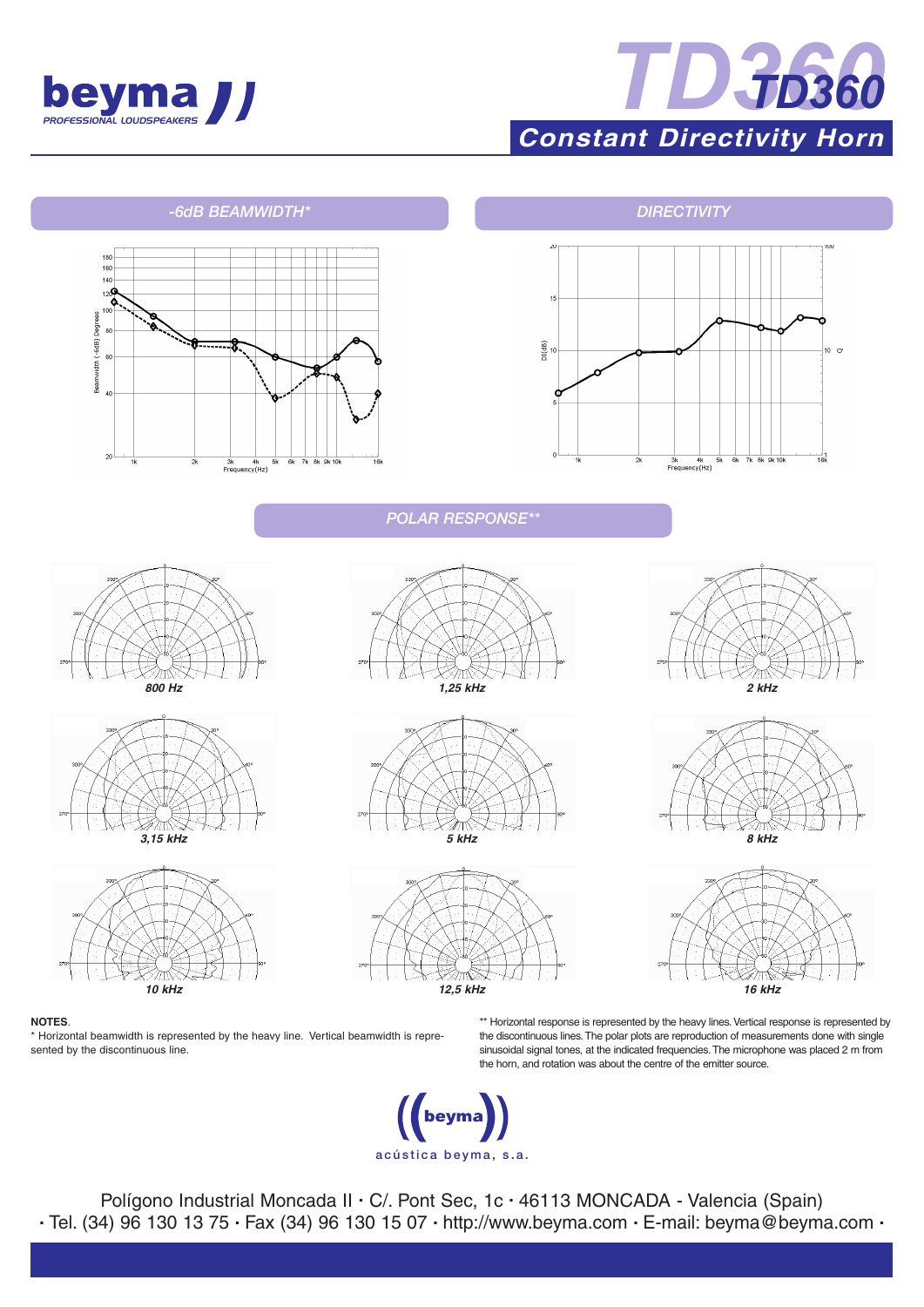# TD360

## Constant Directivity Horn

### -6dB BEAMWIDTH*

Beamwidth (-6dB) Degrees

180
160
140
120
100
80
60
40
20

1k 2k 3k 4k 5k 6k 7k 8k 9k 10k 16k

Frequency(Hz)

### DIRECTIVITY

DI(dB)

20
15
10
5
0

Q

100
10
1

1k 2k 3k 4k 5k 6k 7k 8k 9k 10k 16k

Frequency(Hz)

### POLAR RESPONSE**

800 Hz

1,25 kHz

2 kHz

3,15 kHz

5 kHz

8 kHz

10 kHz

12,5 kHz

16 kHz

**NOTES**.

* Horizontal beamwidth is represented by the heavy line. Vertical beamwidth is represented by the discontinuous line.

** Horizontal response is represented by the heavy lines. Vertical response is represented by the discontinuous lines. The polar plots are reproduction of measurements done with single sinusoidal signal tones, at the indicated frequencies. The microphone was placed 2 m from the horn, and rotation was about the centre of the emitter source.

acústica beyma, s.a.

Polígono Industrial Moncada II · C/. Pont Sec, 1c · 46113 MONCADA - Valencia (Spain)
· Tel. (34) 96 130 13 75 · Fax (34) 96 130 15 07 · http://www.beyma.com · E-mail: beyma@beyma.com ·